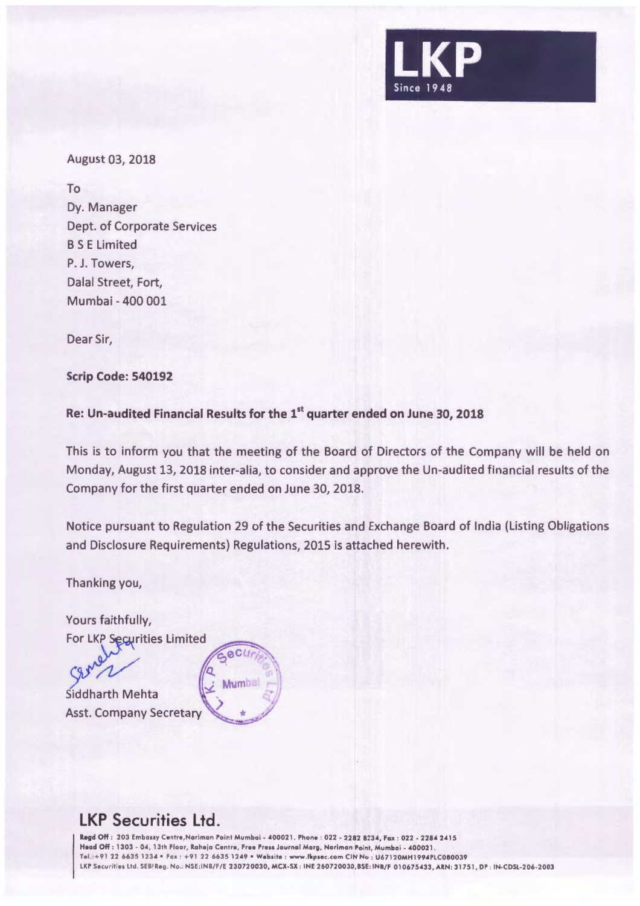LKP
Since 1948

August 03, 2018

To
Dy. Manager
Dept. of Corporate Services
B S E Limited
P. J. Towers,
Dalal Street, Fort,
Mumbai - 400 001

Dear Sir,

**Scrip Code: 540192**

**Re: Un-audited Financial Results for the 1st quarter ended on June 30, 2018**

This is to inform you that the meeting of the Board of Directors of the Company will be held on Monday, August 13, 2018 inter-alia, to consider and approve the Un-audited financial results of the Company for the first quarter ended on June 30, 2018.

Notice pursuant to Regulation 29 of the Securities and Exchange Board of India (Listing Obligations and Disclosure Requirements) Regulations, 2015 is attached herewith.

Thanking you,

Yours faithfully,
For LKP Securities Limited

Siddharth Mehta
Asst. Company Secretary

## LKP Securities Ltd.

**Regd Off :** 203 Embassy Centre, Nariman Point Mumbai - 400021. Phone : 022 - 2282 8234, Fax : 022 - 2284 2415
**Head Off :** 1303 - 04, 13th Floor, Raheja Centre, Free Press Journal Marg, Nariman Point, Mumbai - 400021.
Tel.:+91 22 6635 1234 • Fax : +91 22 6635 1249 • Website : www.lkpsec.com CIN No : U67120MH1994PLC080039
LKP Securities Ltd. SEBI Reg. No.: NSE:INB/F/E 230720030, MCX-SX : INE 260720030, BSE: INB/F 010675433, ARN: 31751, DP : IN-CDSL-206-2003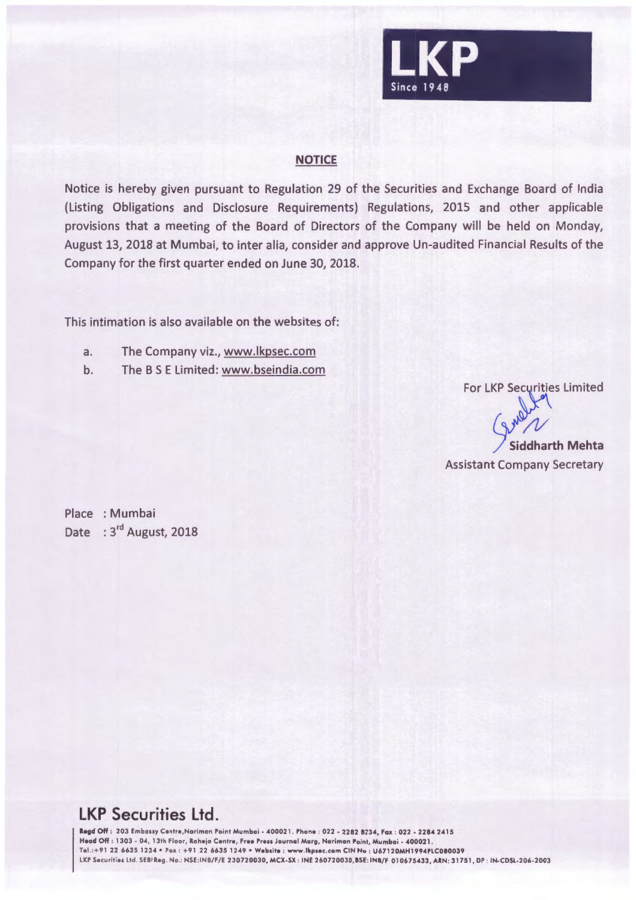LKP
Since 1948

## NOTICE

Notice is hereby given pursuant to Regulation 29 of the Securities and Exchange Board of India (Listing Obligations and Disclosure Requirements) Regulations, 2015 and other applicable provisions that a meeting of the Board of Directors of the Company will be held on Monday, August 13, 2018 at Mumbai, to inter alia, consider and approve Un-audited Financial Results of the Company for the first quarter ended on June 30, 2018.

This intimation is also available on the websites of:

a. The Company viz., www.lkpsec.com
b. The B S E Limited: www.bseindia.com

For LKP Securities Limited

**Siddharth Mehta**
Assistant Company Secretary

Place : Mumbai
Date : 3rd August, 2018

## LKP Securities Ltd.

**Regd Off :** 203 Embassy Centre,Nariman Point Mumbai - 400021. Phone : 022 - 2282 8234, Fax : 022 - 2284 2415
**Head Off :** 1303 - 04, 13th Floor, Raheja Centre, Free Press Journal Marg, Nariman Point, Mumbai - 400021.
Tel.:+91 22 6635 1234 • Fax : +91 22 6635 1249 • Website : www.lkpsec.com CIN No : U67120MH1994PLC080039
LKP Securities Ltd. SEBI Reg. No.: NSE:INB/F/E 230720030, MCX-SX : INE 260720030,BSE:INB/F 010675433, ARN: 31751, DP : IN-CDSL-206-2003